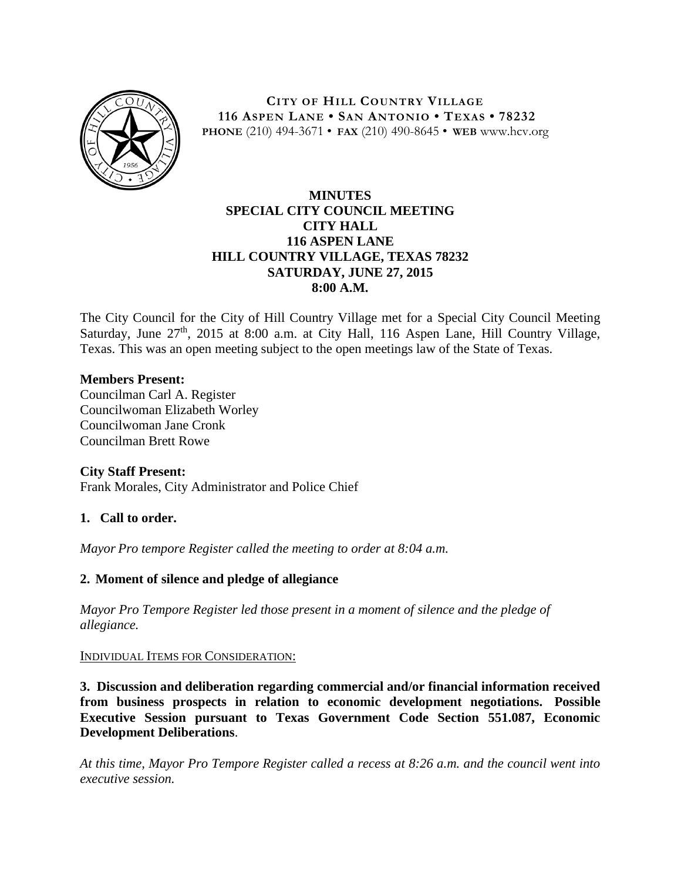**CITY OF HILL COUNTRY VILLAGE**
**116 ASPEN LANE • SAN ANTONIO • TEXAS • 78232**
**PHONE** (210) 494-3671 • **FAX** (210) 490-8645 • **WEB** www.hcv.org

# MINUTES
## SPECIAL CITY COUNCIL MEETING
## CITY HALL
## 116 ASPEN LANE
## HILL COUNTRY VILLAGE, TEXAS 78232
## SATURDAY, JUNE 27, 2015
## 8:00 A.M.

The City Council for the City of Hill Country Village met for a Special City Council Meeting Saturday, June 27th, 2015 at 8:00 a.m. at City Hall, 116 Aspen Lane, Hill Country Village, Texas. This was an open meeting subject to the open meetings law of the State of Texas.

**Members Present:**
Councilman Carl A. Register
Councilwoman Elizabeth Worley
Councilwoman Jane Cronk
Councilman Brett Rowe

**City Staff Present:**
Frank Morales, City Administrator and Police Chief

**1. Call to order.**

*Mayor Pro tempore Register called the meeting to order at 8:04 a.m.*

**2. Moment of silence and pledge of allegiance**

*Mayor Pro Tempore Register led those present in a moment of silence and the pledge of allegiance.*

INDIVIDUAL ITEMS FOR CONSIDERATION:

**3. Discussion and deliberation regarding commercial and/or financial information received from business prospects in relation to economic development negotiations. Possible Executive Session pursuant to Texas Government Code Section 551.087, Economic Development Deliberations**.

*At this time, Mayor Pro Tempore Register called a recess at 8:26 a.m. and the council went into executive session.*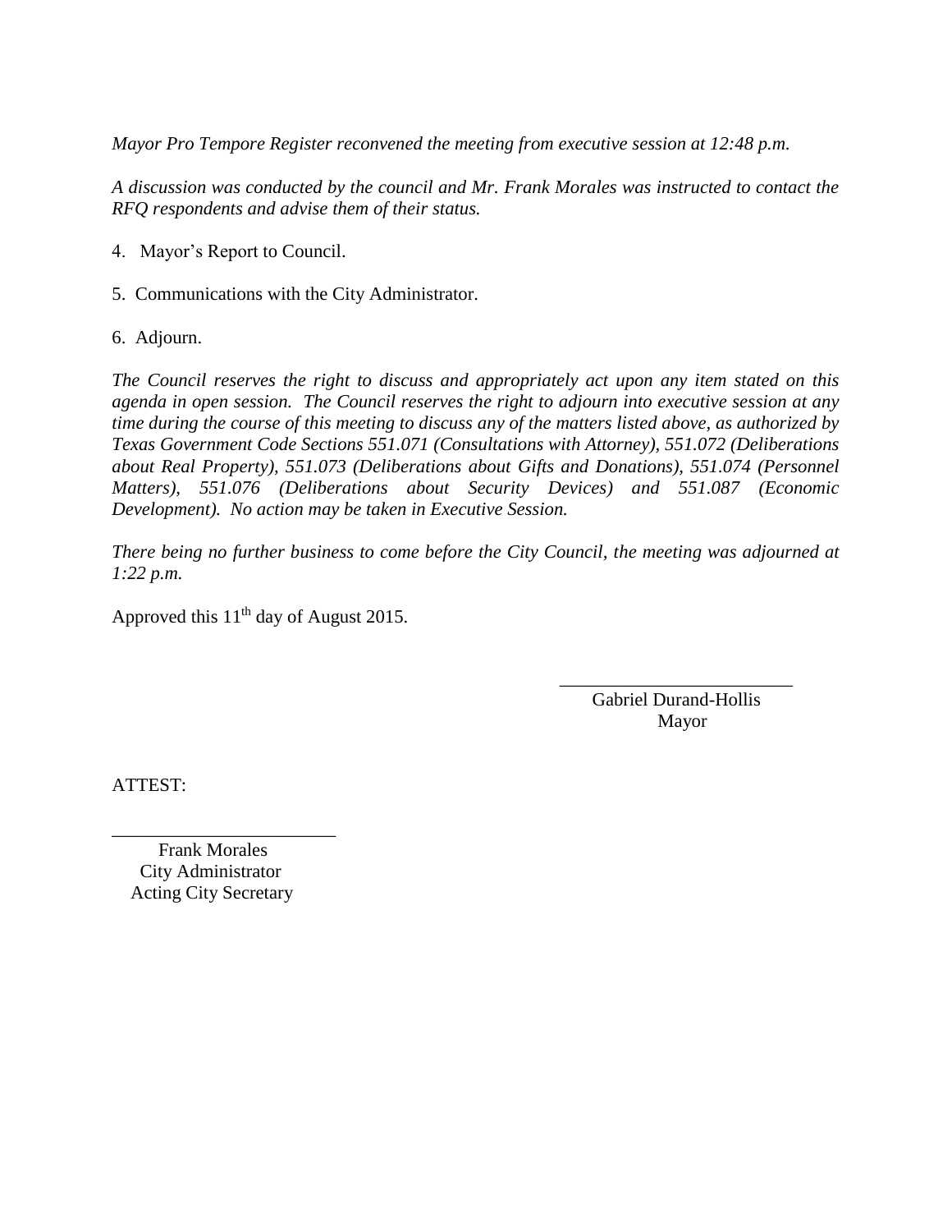*Mayor Pro Tempore Register reconvened the meeting from executive session at 12:48 p.m.*

*A discussion was conducted by the council and Mr. Frank Morales was instructed to contact the RFQ respondents and advise them of their status.*

4. Mayor's Report to Council.

5. Communications with the City Administrator.

6. Adjourn.

*The Council reserves the right to discuss and appropriately act upon any item stated on this agenda in open session. The Council reserves the right to adjourn into executive session at any time during the course of this meeting to discuss any of the matters listed above, as authorized by Texas Government Code Sections 551.071 (Consultations with Attorney), 551.072 (Deliberations about Real Property), 551.073 (Deliberations about Gifts and Donations), 551.074 (Personnel Matters), 551.076 (Deliberations about Security Devices) and 551.087 (Economic Development). No action may be taken in Executive Session.*

*There being no further business to come before the City Council, the meeting was adjourned at 1:22 p.m.*

Approved this 11th day of August 2015.

\_\_\_\_\_\_\_\_\_\_\_\_\_\_\_\_\_\_\_\_\_\_\_\_\_
Gabriel Durand-Hollis
Mayor

ATTEST:

\_\_\_\_\_\_\_\_\_\_\_\_\_\_\_\_\_\_\_\_\_\_\_\_\_
Frank Morales
City Administrator
Acting City Secretary